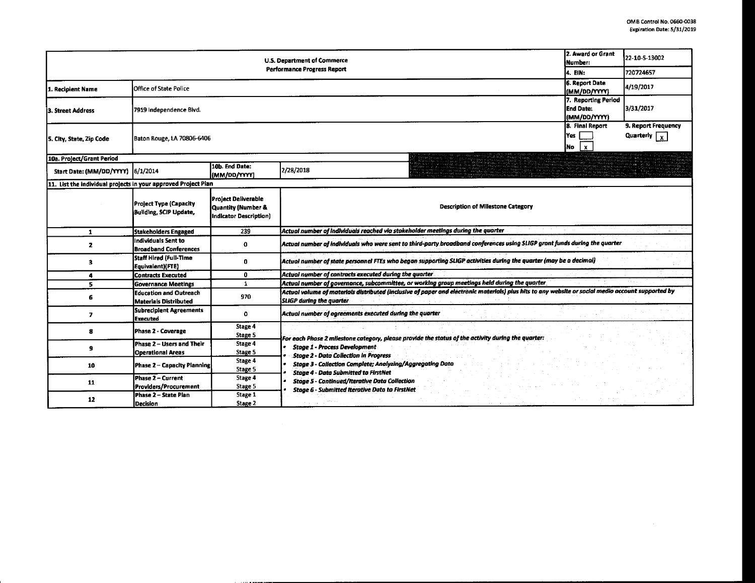OMB Control No. 0660-0038
Expiration Date: 5/31/2019

| U.S. Department of Commerce Performance Progress Report | | 2. Award or Grant Number: | 22-10-S-13002 |
|---|---|---|---|
| | | 4. EIN: | 720724657 |
| 1. Recipient Name | Office of State Police | 6. Report Date (MM/DD/YYYY) | 4/19/2017 |
| 3. Street Address | 7919 Independence Blvd. | 7. Reporting Period End Date: (MM/DD/YYYY) | 3/31/2017 |
| 5. City, State, Zip Code | Baton Rouge, LA 70806-6406 | 8. Final Report Yes [ ] No [x] | 9. Report Frequency Quarterly [x] |

**10a. Project/Grant Period**

| Start Date: (MM/DD/YYYY) | 6/1/2014 | 10b. End Date: (MM/DD/YYYY) | 2/28/2018 |
|---|---|---|---|

**11. List the individual projects in your approved Project Plan**

| | Project Type (Capacity Building, SCIP Update, | Project Deliverable Quantity (Number & Indicator Description) | Description of Milestone Category |
|---|---|---|---|
| 1 | Stakeholders Engaged | 239 | *Actual number of individuals reached via stakeholder meetings during the quarter* |
| 2 | Individuals Sent to Broadband Conferences | 0 | *Actual number of individuals who were sent to third-party broadband conferences using SLIGP grant funds during the quarter* |
| 3 | Staff Hired (Full-Time Equivalent)(FTE) | 0 | *Actual number of state personnel FTEs who began supporting SLIGP activities during the quarter (may be a decimal)* |
| 4 | Contracts Executed | 0 | *Actual number of contracts executed during the quarter* |
| 5 | Governance Meetings | 1 | *Actual number of governance, subcommittee, or working group meetings held during the quarter* |
| 6 | Education and Outreach Materials Distributed | 970 | *Actual volume of materials distributed (inclusive of paper and electronic materials) plus hits to any website or social media account supported by SLIGP during the quarter* |
| 7 | Subrecipient Agreements Executed | 0 | *Actual number of agreements executed during the quarter* |
| 8 | Phase 2 - Coverage | Stage 4<br>Stage 5 | *For each Phase 2 milestone category, please provide the status of the activity during the quarter:*<br>• *Stage 1 - Process Development*<br>• *Stage 2 - Data Collection in Progress*<br>• *Stage 3 - Collection Complete; Analyzing/Aggregating Data*<br>• *Stage 4 - Data Submitted to FirstNet*<br>• *Stage 5 - Continued/Iterative Data Collection*<br>• *Stage 6 - Submitted Iterative Data to FirstNet* |
| 9 | Phase 2 – Users and Their Operational Areas | Stage 4<br>Stage 5 | |
| 10 | Phase 2 – Capacity Planning | Stage 4<br>Stage 5 | |
| 11 | Phase 2 – Current Providers/Procurement | Stage 4<br>Stage 5 | |
| 12 | Phase 2 – State Plan Decision | Stage 1<br>Stage 2 | |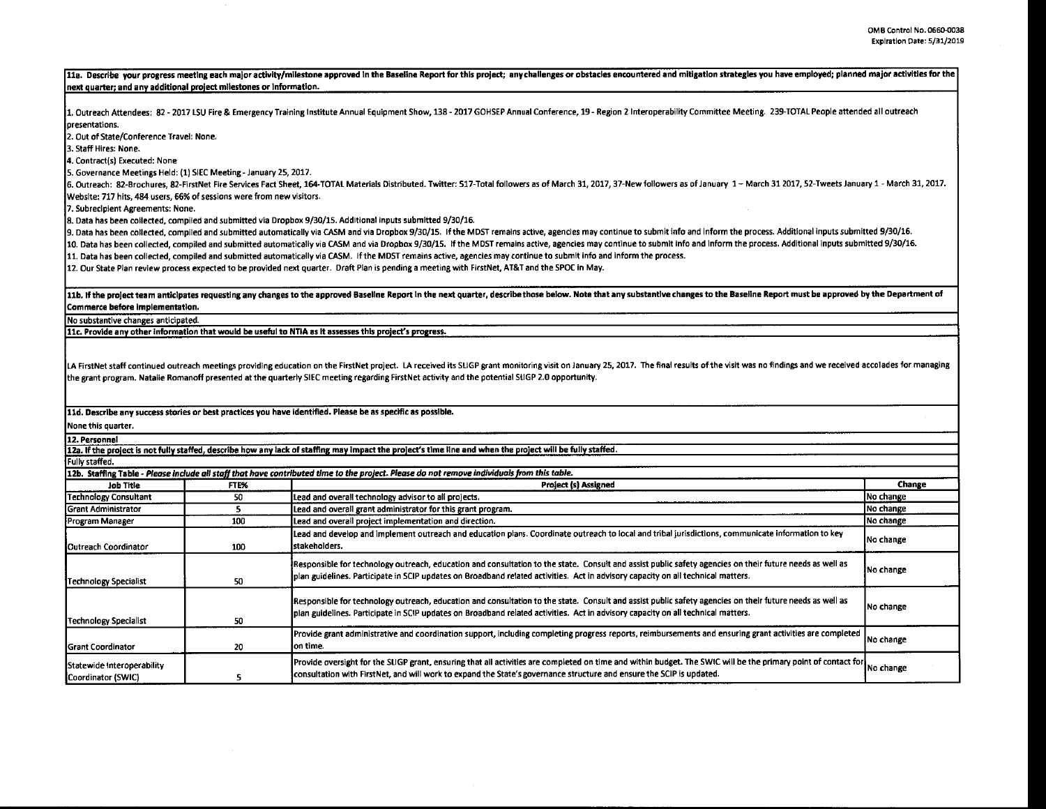OMB Control No. 0660-0038
Expiration Date: 5/31/2019

**11a. Describe your progress meeting each major activity/milestone approved in the Baseline Report for this project; any challenges or obstacles encountered and mitigation strategies you have employed; planned major activities for the next quarter; and any additional project milestones or information.**

1. Outreach Attendees: 82 - 2017 LSU Fire & Emergency Training Institute Annual Equipment Show, 138 - 2017 GOHSEP Annual Conference, 19 - Region 2 Interoperability Committee Meeting. 239-TOTAL People attended all outreach presentations.
2. Out of State/Conference Travel: None.
3. Staff Hires: None.
4. Contract(s) Executed: None
5. Governance Meetings Held: (1) SIEC Meeting - January 25, 2017.
6. Outreach: 82-Brochures, 82-FirstNet Fire Services Fact Sheet, 164-TOTAL Materials Distributed. Twitter: 517-Total followers as of March 31, 2017, 37-New followers as of January 1 – March 31 2017, 52-Tweets January 1 - March 31, 2017. Website: 717 hits, 484 users, 66% of sessions were from new visitors.
7. Subrecipient Agreements: None.
8. Data has been collected, compiled and submitted via Dropbox 9/30/15. Additional inputs submitted 9/30/16.
9. Data has been collected, compiled and submitted automatically via CASM and via Dropbox 9/30/15. If the MDST remains active, agencies may continue to submit info and inform the process. Additional inputs submitted 9/30/16.
10. Data has been collected, compiled and submitted automatically via CASM and via Dropbox 9/30/15. If the MDST remains active, agencies may continue to submit info and inform the process. Additional inputs submitted 9/30/16.
11. Data has been collected, compiled and submitted automatically via CASM. If the MDST remains active, agencies may continue to submit info and inform the process.
12. Our State Plan review process expected to be provided next quarter. Draft Plan is pending a meeting with FirstNet, AT&T and the SPOC in May.

**11b. If the project team anticipates requesting any changes to the approved Baseline Report in the next quarter, describe those below. Note that any substantive changes to the Baseline Report must be approved by the Department of Commerce before implementation.**

No substantive changes anticipated.

**11c. Provide any other information that would be useful to NTIA as it assesses this project's progress.**

LA FirstNet staff continued outreach meetings providing education on the FirstNet project. LA received its SLIGP grant monitoring visit on January 25, 2017. The final results of the visit was no findings and we received accolades for managing the grant program. Natalie Romanoff presented at the quarterly SIEC meeting regarding FirstNet activity and the potential SLIGP 2.0 opportunity.

**11d. Describe any success stories or best practices you have identified. Please be as specific as possible.**

None this quarter.

**12. Personnel**

**12a. If the project is not fully staffed, describe how any lack of staffing may impact the project's time line and when the project will be fully staffed.**

Fully staffed.

**12b. Staffing Table** - *Please include all staff that have contributed time to the project. Please do not remove individuals from this table.*

| Job Title | FTE% | Project (s) Assigned | Change |
|---|---|---|---|
| Technology Consultant | 50 | Lead and overall technology advisor to all projects. | No change |
| Grant Administrator | 5 | Lead and overall grant administrator for this grant program. | No change |
| Program Manager | 100 | Lead and overall project implementation and direction. | No change |
| Outreach Coordinator | 100 | Lead and develop and implement outreach and education plans. Coordinate outreach to local and tribal jurisdictions, communicate information to key stakeholders. | No change |
| Technology Specialist | 50 | Responsible for technology outreach, education and consultation to the state. Consult and assist public safety agencies on their future needs as well as plan guidelines. Participate in SCIP updates on Broadband related activities. Act in advisory capacity on all technical matters. | No change |
| Technology Specialist | 50 | Responsible for technology outreach, education and consultation to the state. Consult and assist public safety agencies on their future needs as well as plan guidelines. Participate in SCIP updates on Broadband related activities. Act in advisory capacity on all technical matters. | No change |
| Grant Coordinator | 20 | Provide grant administrative and coordination support, including completing progress reports, reimbursements and ensuring grant activities are completed on time. | No change |
| Statewide Interoperability Coordinator (SWIC) | 5 | Provide oversight for the SLIGP grant, ensuring that all activities are completed on time and within budget. The SWIC will be the primary point of contact for consultation with FirstNet, and will work to expand the State's governance structure and ensure the SCIP is updated. | No change |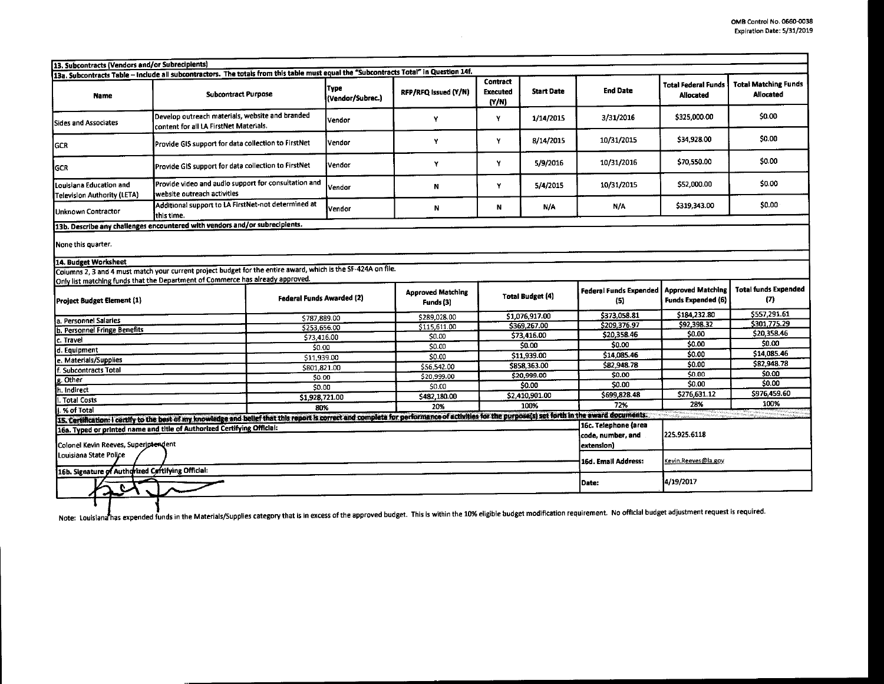OMB Control No. 0660-0038
Expiration Date: 5/31/2019

## 13. Subcontracts (Vendors and/or Subrecipients)

**13a. Subcontracts Table – Include all subcontractors. The totals from this table must equal the "Subcontracts Total" in Question 14f.**

| Name | Subcontract Purpose | Type (Vendor/Subrec.) | RFP/RFQ Issued (Y/N) | Contract Executed (Y/N) | Start Date | End Date | Total Federal Funds Allocated | Total Matching Funds Allocated |
|---|---|---|---|---|---|---|---|---|
| Sides and Associates | Develop outreach materials, website and branded content for all LA FirstNet Materials. | Vendor | Y | Y | 1/14/2015 | 3/31/2016 | $325,000.00 | $0.00 |
| GCR | Provide GIS support for data collection to FirstNet | Vendor | Y | Y | 8/14/2015 | 10/31/2015 | $34,928.00 | $0.00 |
| GCR | Provide GIS support for data collection to FirstNet | Vendor | Y | Y | 5/9/2016 | 10/31/2016 | $70,550.00 | $0.00 |
| Louisiana Education and Television Authority (LETA) | Provide video and audio support for consultation and website outreach activities | Vendor | N | Y | 5/4/2015 | 10/31/2015 | $52,000.00 | $0.00 |
| Unknown Contractor | Additional support to LA FirstNet-not determined at this time. | Vendor | N | N | N/A | N/A | $319,343.00 | $0.00 |

**13b. Describe any challenges encountered with vendors and/or subrecipients.**

None this quarter.

## 14. Budget Worksheet

Columns 2, 3 and 4 must match your current project budget for the entire award, which is the SF-424A on file.
Only list matching funds that the Department of Commerce has already approved.

| Project Budget Element (1) | Federal Funds Awarded (2) | Approved Matching Funds (3) | Total Budget (4) | Federal Funds Expended (5) | Approved Matching Funds Expended (6) | Total funds Expended (7) |
|---|---|---|---|---|---|---|
| a. Personnel Salaries | $787,889.00 | $289,028.00 | $1,076,917.00 | $373,058.81 | $184,232.80 | $557,291.61 |
| b. Personnel Fringe Benefits | $253,656.00 | $115,611.00 | $369,267.00 | $209,376.97 | $92,398.32 | $301,775.29 |
| c. Travel | $73,416.00 | $0.00 | $73,416.00 | $20,358.46 | $0.00 | $20,358.46 |
| d. Equipment | $0.00 | $0.00 | $0.00 | $0.00 | $0.00 | $0.00 |
| e. Materials/Supplies | $11,939.00 | $0.00 | $11,939.00 | $14,085.46 | $0.00 | $14,085.46 |
| f. Subcontracts Total | $801,821.00 | $56,542.00 | $858,363.00 | $82,948.78 | $0.00 | $82,948.78 |
| g. Other | $0.00 | $20,999.00 | $20,999.00 | $0.00 | $0.00 | $0.00 |
| h. Indirect | $0.00 | $0.00 | $0.00 | $0.00 | $0.00 | $0.00 |
| i. Total Costs | $1,928,721.00 | $482,180.00 | $2,410,901.00 | $699,828.48 | $276,631.12 | $976,459.60 |
| j. % of Total | 80% | 20% | 100% | 72% | 28% | 100% |

**15. Certification: I certify to the best of my knowledge and belief that this report is correct and complete for performance of activities for the purpose(s) set forth in the award documents.**

| | | |
|---|---|---|
| **16a. Typed or printed name and title of Authorized Certifying Official:** Colonel Kevin Reeves, Superintendent, Louisiana State Police | **16c. Telephone (area code, number, and extension)** | 225.925.6118 |
| | **16d. Email Address:** | Kevin.Reeves@la.gov |
| **16b. Signature of Authorized Certifying Official:** | **Date:** | 4/19/2017 |

Note: Louisiana has expended funds in the Materials/Supplies category that is in excess of the approved budget. This is within the 10% eligible budget modification requirement. No official budget adjustment request is required.